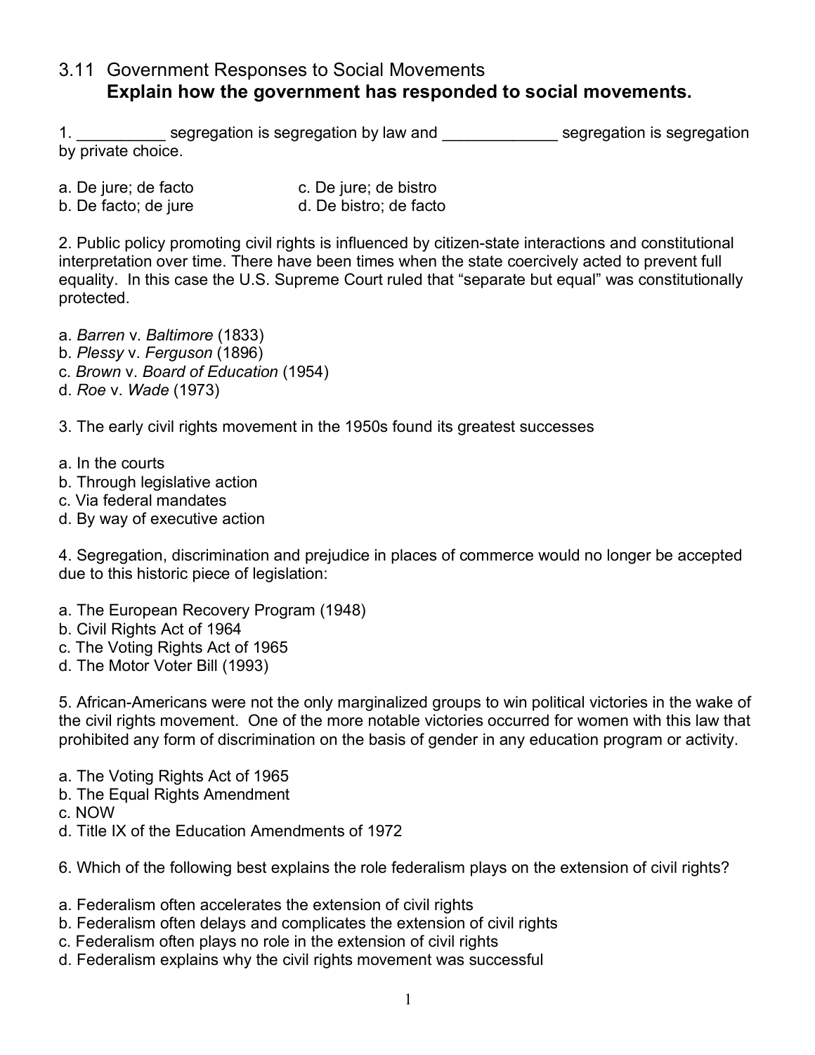# 3.11 Government Responses to Social Movements

**Explain how the government has responded to social movements.**

1. __________ segregation is segregation by law and _____________ segregation is segregation by private choice.

a. De jure; de facto
b. De facto; de jure
c. De jure; de bistro
d. De bistro; de facto

2. Public policy promoting civil rights is influenced by citizen-state interactions and constitutional interpretation over time. There have been times when the state coercively acted to prevent full equality. In this case the U.S. Supreme Court ruled that "separate but equal" was constitutionally protected.

a. *Barren* v. *Baltimore* (1833)
b. *Plessy* v. *Ferguson* (1896)
c. *Brown* v. *Board of Education* (1954)
d. *Roe* v. *Wade* (1973)

3. The early civil rights movement in the 1950s found its greatest successes

a. In the courts
b. Through legislative action
c. Via federal mandates
d. By way of executive action

4. Segregation, discrimination and prejudice in places of commerce would no longer be accepted due to this historic piece of legislation:

a. The European Recovery Program (1948)
b. Civil Rights Act of 1964
c. The Voting Rights Act of 1965
d. The Motor Voter Bill (1993)

5. African-Americans were not the only marginalized groups to win political victories in the wake of the civil rights movement. One of the more notable victories occurred for women with this law that prohibited any form of discrimination on the basis of gender in any education program or activity.

a. The Voting Rights Act of 1965
b. The Equal Rights Amendment
c. NOW
d. Title IX of the Education Amendments of 1972

6. Which of the following best explains the role federalism plays on the extension of civil rights?

a. Federalism often accelerates the extension of civil rights
b. Federalism often delays and complicates the extension of civil rights
c. Federalism often plays no role in the extension of civil rights
d. Federalism explains why the civil rights movement was successful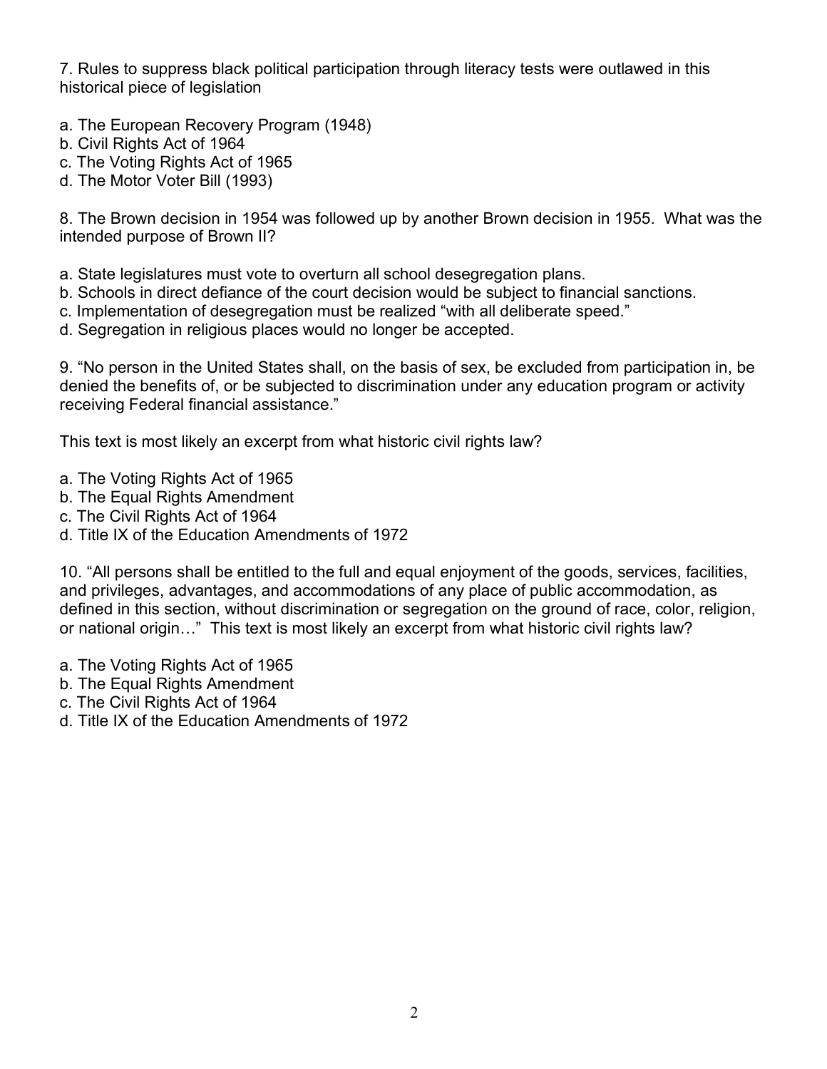7. Rules to suppress black political participation through literacy tests were outlawed in this historical piece of legislation

a. The European Recovery Program (1948)
b. Civil Rights Act of 1964
c. The Voting Rights Act of 1965
d. The Motor Voter Bill (1993)

8. The Brown decision in 1954 was followed up by another Brown decision in 1955. What was the intended purpose of Brown II?

a. State legislatures must vote to overturn all school desegregation plans.
b. Schools in direct defiance of the court decision would be subject to financial sanctions.
c. Implementation of desegregation must be realized "with all deliberate speed."
d. Segregation in religious places would no longer be accepted.

9. "No person in the United States shall, on the basis of sex, be excluded from participation in, be denied the benefits of, or be subjected to discrimination under any education program or activity receiving Federal financial assistance."

This text is most likely an excerpt from what historic civil rights law?

a. The Voting Rights Act of 1965
b. The Equal Rights Amendment
c. The Civil Rights Act of 1964
d. Title IX of the Education Amendments of 1972

10. "All persons shall be entitled to the full and equal enjoyment of the goods, services, facilities, and privileges, advantages, and accommodations of any place of public accommodation, as defined in this section, without discrimination or segregation on the ground of race, color, religion, or national origin…" This text is most likely an excerpt from what historic civil rights law?

a. The Voting Rights Act of 1965
b. The Equal Rights Amendment
c. The Civil Rights Act of 1964
d. Title IX of the Education Amendments of 1972